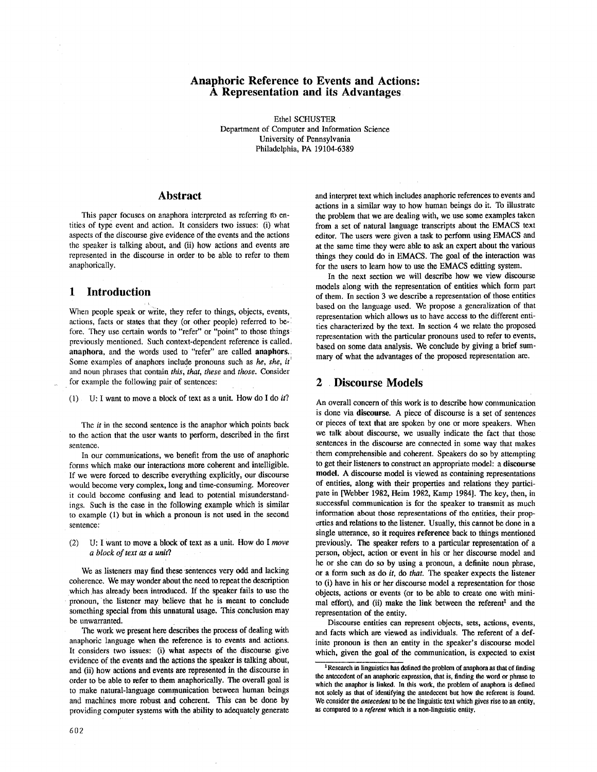# Anaphoric Reference to Events and Actions: A Representation and its Advantages

Ethel SCHUSTER
Department of Computer and Information Science
University of Pennsylvania
Philadelphia, PA 19104-6389

## Abstract

This paper focuses on anaphora interpreted as referring to entities of type event and action. It considers two issues: (i) what aspects of the discourse give evidence of the events and the actions the speaker is talking about, and (ii) how actions and events are represented in the discourse in order to be able to refer to them anaphorically.

## 1 Introduction

When people speak or write, they refer to things, objects, events, actions, facts or states that they (or other people) referred to before. They use certain words to "refer" or "point" to those things previously mentioned. Such context-dependent reference is called, **anaphora**, and the words used to "refer" are called **anaphors**. Some examples of anaphors include pronouns such as *he*, *she*, *it* and noun phrases that contain *this*, *that*, *these* and *those*. Consider for example the following pair of sentences:

(1) U: I want to move a block of text as a unit. How do I do *it*?

The *it* in the second sentence is the anaphor which points back to the action that the user wants to perform, described in the first sentence.

In our communications, we benefit from the use of anaphoric forms which make our interactions more coherent and intelligible. If we were forced to describe everything explicitly, our discourse would become very complex, long and time-consuming. Moreover it could become confusing and lead to potential misunderstandings. Such is the case in the following example which is similar to example (1) but in which a pronoun is not used in the second sentence:

(2) U: I want to move a block of text as a unit. How do I *move a block of text as a unit*?

We as listeners may find these sentences very odd and lacking coherence. We may wonder about the need to repeat the description which has already been introduced. If the speaker fails to use the pronoun, the listener may believe that he is meant to conclude something special from this unnatural usage. This conclusion may be unwarranted.

The work we present here describes the process of dealing with anaphoric language when the reference is to events and actions. It considers two issues: (i) what aspects of the discourse give evidence of the events and the actions the speaker is talking about, and (ii) how actions and events are represented in the discourse in order to be able to refer to them anaphorically. The overall goal is to make natural-language communication between human beings and machines more robust and coherent. This can be done by providing computer systems with the ability to adequately generate and interpret text which includes anaphoric references to events and actions in a similar way to how human beings do it. To illustrate the problem that we are dealing with, we use some examples taken from a set of natural language transcripts about the EMACS text editor. The users were given a task to perform using EMACS and at the same time they were able to ask an expert about the various things they could do in EMACS. The goal of the interaction was for the users to learn how to use the EMACS editting system.

In the next section we will describe how we view discourse models along with the representation of entities which form part of them. In section 3 we describe a representation of those entities based on the language used. We propose a generalization of that representation which allows us to have access to the different entities characterized by the text. In section 4 we relate the proposed representation with the particular pronouns used to refer to events, based on some data analysis. We conclude by giving a brief summary of what the advantages of the proposed representation are.

## 2 Discourse Models

An overall concern of this work is to describe how communication is done via **discourse**. A piece of discourse is a set of sentences or pieces of text that are spoken by one or more speakers. When we talk about discourse, we usually indicate the fact that those sentences in the discourse are connected in some way that makes them comprehensible and coherent. Speakers do so by attempting to get their listeners to construct an appropriate model: a **discourse model**. A discourse model is viewed as containing representations of entities, along with their properties and relations they participate in [Webber 1982, Heim 1982, Kamp 1984]. The key, then, in successful communication is for the speaker to transmit as much information about those representations of the entities, their properties and relations to the listener. Usually, this cannot be done in a single utterance, so it requires **reference** back to things mentioned previously. The speaker refers to a particular representation of a person, object, action or event in his or her discourse model and he or she can do so by using a pronoun, a definite noun phrase, or a form such as do *it*, do *that*. The speaker expects the listener to (i) have in his or her discourse model a representation for those objects, actions or events (or to be able to create one with minimal effort), and (ii) make the link between the referent[1] and the representation of the entity.

Discourse entities can represent objects, sets, actions, events, and facts which are viewed as individuals. The referent of a definite pronoun is then an entity in the speaker's discourse model which, given the goal of the communication, is expected to exist

[1] Research in linguistics has defined the problem of anaphora as that of finding the antecedent of an anaphoric expression, that is, finding the word or phrase to which the anaphor is linked. In this work, the problem of anaphora is defined not solely as that of identifying the antecedent but how the referent is found. We consider the ***antecedent*** to be the linguistic text which gives rise to an entity, as compared to a ***referent*** which is a non-linguistic entity.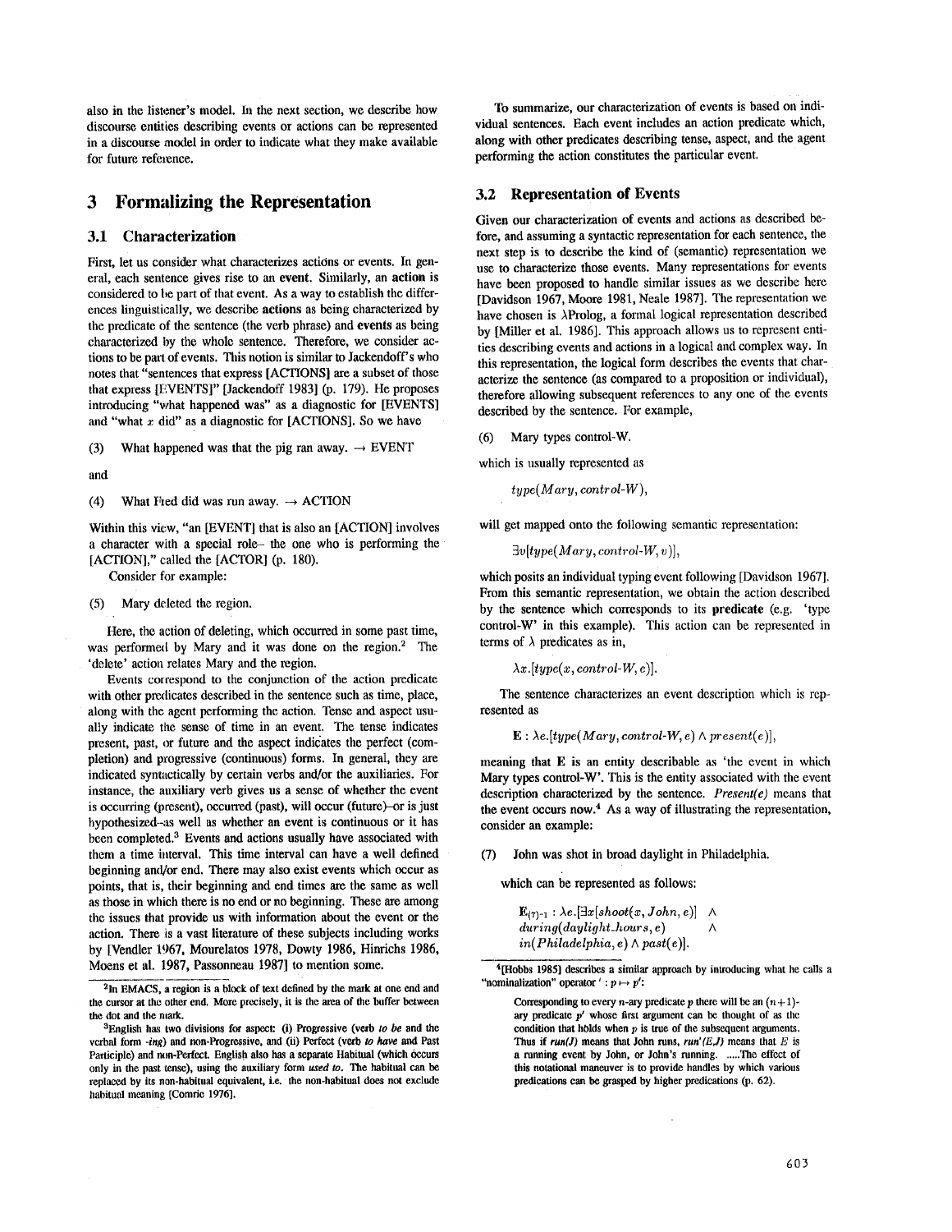also in the listener's model. In the next section, we describe how discourse entities describing events or actions can be represented in a discourse model in order to indicate what they make available for future reference.

# 3 Formalizing the Representation

## 3.1 Characterization

First, let us consider what characterizes actions or events. In general, each sentence gives rise to an **event**. Similarly, an **action** is considered to be part of that event. As a way to establish the differences linguistically, we describe **actions** as being characterized by the predicate of the sentence (the verb phrase) and **events** as being characterized by the whole sentence. Therefore, we consider actions to be part of events. This notion is similar to Jackendoff's who notes that "sentences that express [ACTIONS] are a subset of those that express [EVENTS]" [Jackendoff 1983] (p. 179). He proposes introducing "what happened was" as a diagnostic for [EVENTS] and "what $x$ did" as a diagnostic for [ACTIONS]. So we have

(3) What happened was that the pig ran away. → EVENT

and

(4) What Fred did was run away. → ACTION

Within this view, "an [EVENT] that is also an [ACTION] involves a character with a special role– the one who is performing the [ACTION]," called the [ACTOR] (p. 180).

Consider for example:

(5) Mary deleted the region.

Here, the action of deleting, which occurred in some past time, was performed by Mary and it was done on the region.[2] The 'delete' action relates Mary and the region.

Events correspond to the conjunction of the action predicate with other predicates described in the sentence such as time, place, along with the agent performing the action. Tense and aspect usually indicate the sense of time in an event. The tense indicates present, past, or future and the aspect indicates the perfect (completion) and progressive (continuous) forms. In general, they are indicated syntactically by certain verbs and/or the auxiliaries. For instance, the auxiliary verb gives us a sense of whether the event is occurring (present), occurred (past), will occur (future)–or is just hypothesized–as well as whether an event is continuous or it has been completed.[3] Events and actions usually have associated with them a time interval. This time interval can have a well defined beginning and/or end. There may also exist events which occur as points, that is, their beginning and end times are the same as well as those in which there is no end or no beginning. These are among the issues that provide us with information about the event or the action. There is a vast literature of these subjects including works by [Vendler 1967, Mourelatos 1978, Dowty 1986, Hinrichs 1986, Moens et al. 1987, Passonneau 1987] to mention some.

To summarize, our characterization of events is based on individual sentences. Each event includes an action predicate which, along with other predicates describing tense, aspect, and the agent performing the action constitutes the particular event.

## 3.2 Representation of Events

Given our characterization of events and actions as described before, and assuming a syntactic representation for each sentence, the next step is to describe the kind of (semantic) representation we use to characterize those events. Many representations for events have been proposed to handle similar issues as we describe here [Davidson 1967, Moore 1981, Neale 1987]. The representation we have chosen is λProlog, a formal logical representation described by [Miller et al. 1986]. This approach allows us to represent entities describing events and actions in a logical and complex way. In this representation, the logical form describes the events that characterize the sentence (as compared to a proposition or individual), therefore allowing subsequent references to any one of the events described by the sentence. For example,

(6) Mary types control-W.

which is usually represented as

$$type(Mary, control\text{-}W),$$

will get mapped onto the following semantic representation:

$$\exists v[type(Mary, control\text{-}W, v)],$$

which posits an individual typing event following [Davidson 1967]. From this semantic representation, we obtain the action described by the sentence which corresponds to its **predicate** (e.g. 'type control-W' in this example). This action can be represented in terms of λ predicates as in,

$$\lambda x.[type(x, control\text{-}W, e)].$$

The sentence characterizes an event description which is represented as

$$\mathbf{E} : \lambda e.[type(Mary, control\text{-}W, e) \wedge present(e)],$$

meaning that **E** is an entity describable as 'the event in which Mary types control-W'. This is the entity associated with the event description characterized by the sentence. *Present(e)* means that the event occurs now.[4] As a way of illustrating the representation, consider an example:

(7) John was shot in broad daylight in Philadelphia.

which can be represented as follows:

$$\mathbf{E}_{(7)\text{-}1} : \lambda e.[\exists x[shoot(x, John, e)] \wedge during(daylight\_hours, e) \wedge in(Philadelphia, e) \wedge past(e)].$$

---

[2] In EMACS, a region is a block of text defined by the mark at one end and the cursor at the other end. More precisely, it is the area of the buffer between the dot and the mark.

[3] English has two divisions for aspect: (i) Progressive (verb *to be* and the verbal form *-ing*) and non-Progressive, and (ii) Perfect (verb *to have* and Past Participle) and non-Perfect. English also has a separate Habitual (which occurs only in the past tense), using the auxiliary form *used to*. The habitual can be replaced by its non-habitual equivalent, i.e. the non-habitual does not exclude habitual meaning [Comrie 1976].

[4] [Hobbs 1985] describes a similar approach by introducing what he calls a "nominalization" operator $' : p \mapsto p'$:

> Corresponding to every $n$-ary predicate $p$ there will be an $(n+1)$-ary predicate $p'$ whose first argument can be thought of as the condition that holds when $p$ is true of the subsequent arguments. Thus if *run(J)* means that John runs, *run'(E,J)* means that $E$ is a running event by John, or John's running. .....The effect of this notational maneuver is to provide handles by which various predications can be grasped by higher predications (p. 62).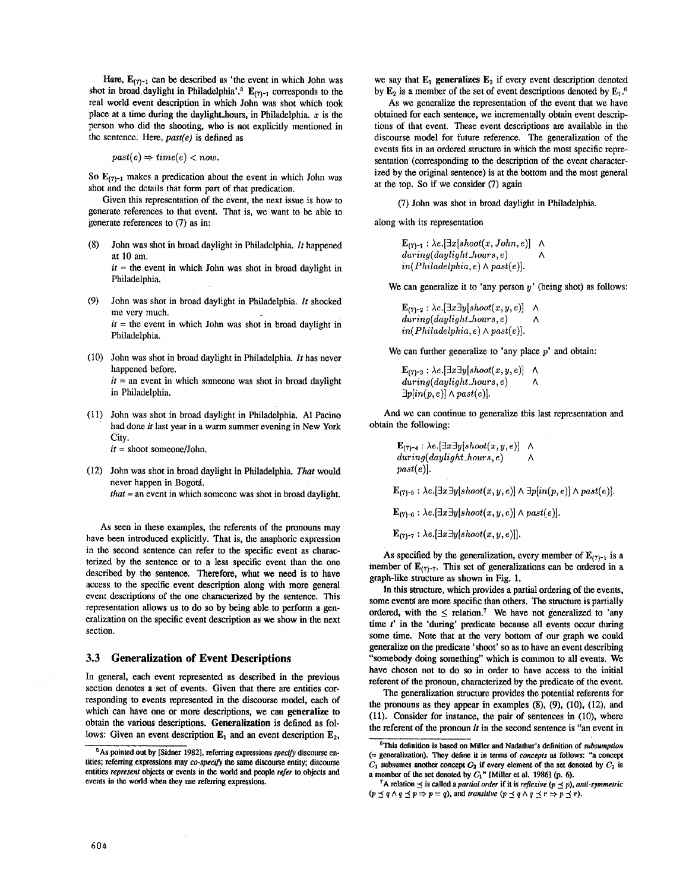Here, $\mathbf{E}_{(7)\text{-}1}$ can be described as 'the event in which John was shot in broad daylight in Philadelphia'.[5] $\mathbf{E}_{(7)\text{-}1}$ corresponds to the real world event description in which John was shot which took place at a time during the daylight_hours, in Philadelphia. $x$ is the person who did the shooting, who is not explicitly mentioned in the sentence. Here, *past(e)* is defined as

$$past(e) \Rightarrow time(e) < now.$$

So $\mathbf{E}_{(7)\text{-}1}$ makes a predication about the event in which John was shot and the details that form part of that predication.

Given this representation of the event, the next issue is how to generate references to that event. That is, we want to be able to generate references to (7) as in:

(8) John was shot in broad daylight in Philadelphia. *It* happened at 10 am.
*it* = the event in which John was shot in broad daylight in Philadelphia.

(9) John was shot in broad daylight in Philadelphia. *It* shocked me very much.
*it* = the event in which John was shot in broad daylight in Philadelphia.

(10) John was shot in broad daylight in Philadelphia. *It* has never happened before.
*it* = an event in which someone was shot in broad daylight in Philadelphia.

(11) John was shot in broad daylight in Philadelphia. Al Pacino had done *it* last year in a warm summer evening in New York City.
*it* = shoot someone/John.

(12) John was shot in broad daylight in Philadelphia. *That* would never happen in Bogotá.
*that* = an event in which someone was shot in broad daylight.

As seen in these examples, the referents of the pronouns may have been introduced explicitly. That is, the anaphoric expression in the second sentence can refer to the specific event as characterized by the sentence or to a less specific event than the one described by the sentence. Therefore, what we need is to have access to the specific event description along with more general event descriptions of the one characterized by the sentence. This representation allows us to do so by being able to perform a generalization on the specific event description as we show in the next section.

## 3.3 Generalization of Event Descriptions

In general, each event represented as described in the previous section denotes a set of events. Given that there are entities corresponding to events represented in the discourse model, each of which can have one or more descriptions, we can **generalize** to obtain the various descriptions. **Generalization** is defined as follows: Given an event description $\mathbf{E}_1$ and an event description $\mathbf{E}_2$, we say that $\mathbf{E}_1$ **generalizes** $\mathbf{E}_2$ if every event description denoted by $\mathbf{E}_2$ is a member of the set of event descriptions denoted by $\mathbf{E}_1$.[6]

As we generalize the representation of the event that we have obtained for each sentence, we incrementally obtain event descriptions of that event. These event descriptions are available in the discourse model for future reference. The generalization of the events fits in an ordered structure in which the most specific representation (corresponding to the description of the event characterized by the original sentence) is at the bottom and the most general at the top. So if we consider (7) again

(7) John was shot in broad daylight in Philadelphia.

along with its representation

$$\mathbf{E}_{(7)\text{-}1} : \lambda e.[\exists x[shoot(x, John, e)] \wedge during(daylight\_hours, e) \wedge in(Philadelphia, e) \wedge past(e)].$$

We can generalize it to 'any person $y$' (being shot) as follows:

$$\mathbf{E}_{(7)\text{-}2} : \lambda e.[\exists x \exists y[shoot(x, y, e)] \wedge during(daylight\_hours, e) \wedge in(Philadelphia, e) \wedge past(e)].$$

We can further generalize to 'any place $p$' and obtain:

$$\mathbf{E}_{(7)\text{-}3} : \lambda e.[\exists x \exists y[shoot(x, y, e)] \wedge during(daylight\_hours, e) \wedge \exists p[in(p, e)] \wedge past(e)].$$

And we can continue to generalize this last representation and obtain the following:

$$\mathbf{E}_{(7)\text{-}4} : \lambda e.[\exists x \exists y[shoot(x, y, e)] \wedge during(daylight\_hours, e) \wedge past(e)].$$

$$\mathbf{E}_{(7)\text{-}5} : \lambda e.[\exists x \exists y[shoot(x, y, e)] \wedge \exists p[in(p, e)] \wedge past(e)].$$

$$\mathbf{E}_{(7)\text{-}6} : \lambda e.[\exists x \exists y[shoot(x, y, e)] \wedge past(e)].$$

$$\mathbf{E}_{(7)\text{-}7} : \lambda e.[\exists x \exists y[shoot(x, y, e)]].$$

As specified by the generalization, every member of $\mathbf{E}_{(7)\text{-}1}$ is a member of $\mathbf{E}_{(7)\text{-}7}$. This set of generalizations can be ordered in a graph-like structure as shown in Fig. 1.

In this structure, which provides a partial ordering of the events, some events are more specific than others. The structure is partially ordered, with the $\leq$ relation.[7] We have not generalized to 'any time $t$' in the 'during' predicate because all events occur during some time. Note that at the very bottom of our graph we could generalize on the predicate 'shoot' so as to have an event describing "somebody doing something" which is common to all events. We have chosen not to do so in order to have access to the initial referent of the pronoun, characterized by the predicate of the event.

The generalization structure provides the potential referents for the pronouns as they appear in examples (8), (9), (10), (12), and (11). Consider for instance, the pair of sentences in (10), where the referent of the pronoun *it* in the second sentence is "an event in

[5] As pointed out by [Sidner 1982], referring expressions *specify* discourse entities; referring expressions may *co-specify* the same discourse entity; discourse entities *represent* objects or events in the world and people *refer* to objects and events in the world when they use referring expressions.

[6] This definition is based on Miller and Nadathur's definition of *subsumption* (= generalization). They define it in terms of *concepts* as follows: "a concept $C_1$ subsumes another concept $C_2$ if every element of the set denoted by $C_2$ is a member of the set denoted by $C_1$" [Miller et al. 1986] (p. 6).

[7] A relation $\preceq$ is called a *partial order* if it is *reflexive* ($p \preceq p$), *anti-symmetric* ($p \preceq q \wedge q \preceq p \Rightarrow p = q$), and *transitive* ($p \preceq q \wedge q \preceq r \Rightarrow p \preceq r$).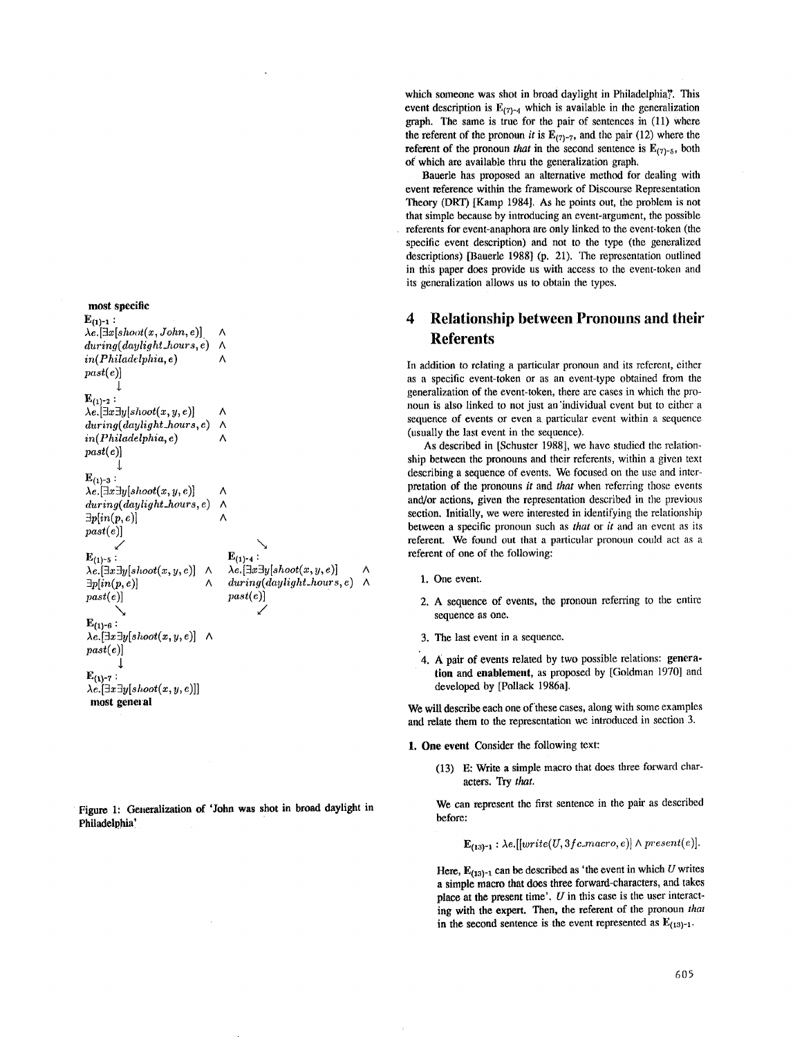which someone was shot in broad daylight in Philadelphia?. This event description is $\mathbf{E}_{(7)\text{-}4}$ which is available in the generalization graph. The same is true for the pair of sentences in (11) where the referent of the pronoun *it* is $\mathbf{E}_{(7)\text{-}7}$, and the pair (12) where the referent of the pronoun *that* in the second sentence is $\mathbf{E}_{(7)\text{-}5}$, both of which are available thru the generalization graph.

Bauerle has proposed an alternative method for dealing with event reference within the framework of Discourse Representation Theory (DRT) [Kamp 1984]. As he points out, the problem is not that simple because by introducing an event-argument, the possible referents for event-anaphora are only linked to the event-token (the specific event description) and not to the type (the generalized descriptions) [Bauerle 1988] (p. 21). The representation outlined in this paper does provide us with access to the event-token and its generalization allows us to obtain the types.

**most specific**

$\mathbf{E}_{(1)\text{-}1}$ :
$\lambda e.[\exists x[shoot(x, John, e)] \wedge during(daylight\_hours, e) \wedge in(Philadelphia, e) \wedge past(e)]$

↓

$\mathbf{E}_{(1)\text{-}2}$ :
$\lambda e.[\exists x \exists y[shoot(x, y, e)] \wedge during(daylight\_hours, e) \wedge in(Philadelphia, e) \wedge past(e)]$

↓

$\mathbf{E}_{(1)\text{-}3}$ :
$\lambda e.[\exists x \exists y[shoot(x, y, e)] \wedge during(daylight\_hours, e) \wedge \exists p[in(p, e)] \wedge past(e)]$

↙ ↘

$\mathbf{E}_{(1)\text{-}5}$ :
$\lambda e.[\exists x \exists y[shoot(x, y, e)] \wedge \exists p[in(p, e)] \wedge past(e)]$

$\mathbf{E}_{(1)\text{-}4}$ :
$\lambda e.[\exists x \exists y[shoot(x, y, e)] \wedge during(daylight\_hours, e) \wedge past(e)]$

↘ ↙

$\mathbf{E}_{(1)\text{-}6}$ :
$\lambda e.[\exists x \exists y[shoot(x, y, e)] \wedge past(e)]$

↓

$\mathbf{E}_{(1)\text{-}7}$ :
$\lambda e.[\exists x \exists y[shoot(x, y, e)]]$

**most general**

**Figure 1: Generalization of 'John was shot in broad daylight in Philadelphia'**

# 4 Relationship between Pronouns and their Referents

In addition to relating a particular pronoun and its referent, either as a specific event-token or as an event-type obtained from the generalization of the event-token, there are cases in which the pronoun is also linked to not just an individual event but to either a sequence of events or even a particular event within a sequence (usually the last event in the sequence).

As described in [Schuster 1988], we have studied the relationship between the pronouns and their referents, within a given text describing a sequence of events. We focused on the use and interpretation of the pronouns *it* and *that* when referring those events and/or actions, given the representation described in the previous section. Initially, we were interested in identifying the relationship between a specific pronoun such as *that* or *it* and an event as its referent. We found out that a particular pronoun could act as a referent of one of the following:

1. One event.
2. A sequence of events, the pronoun referring to the entire sequence as one.
3. The last event in a sequence.
4. A pair of events related by two possible relations: **generation** and **enablement**, as proposed by [Goldman 1970] and developed by [Pollack 1986a].

We will describe each one of these cases, along with some examples and relate them to the representation we introduced in section 3.

**1. One event** Consider the following text:

> (13) E: Write a simple macro that does three forward characters. Try *that*.

We can represent the first sentence in the pair as described before:

$$\mathbf{E}_{(13)\text{-}1} : \lambda e.[[write(U, 3fc\_macro, e)] \wedge present(e)].$$

Here, $\mathbf{E}_{(13)\text{-}1}$ can be described as 'the event in which $U$ writes a simple macro that does three forward-characters, and takes place at the present time'. $U$ in this case is the user interacting with the expert. Then, the referent of the pronoun *that* in the second sentence is the event represented as $\mathbf{E}_{(13)\text{-}1}$.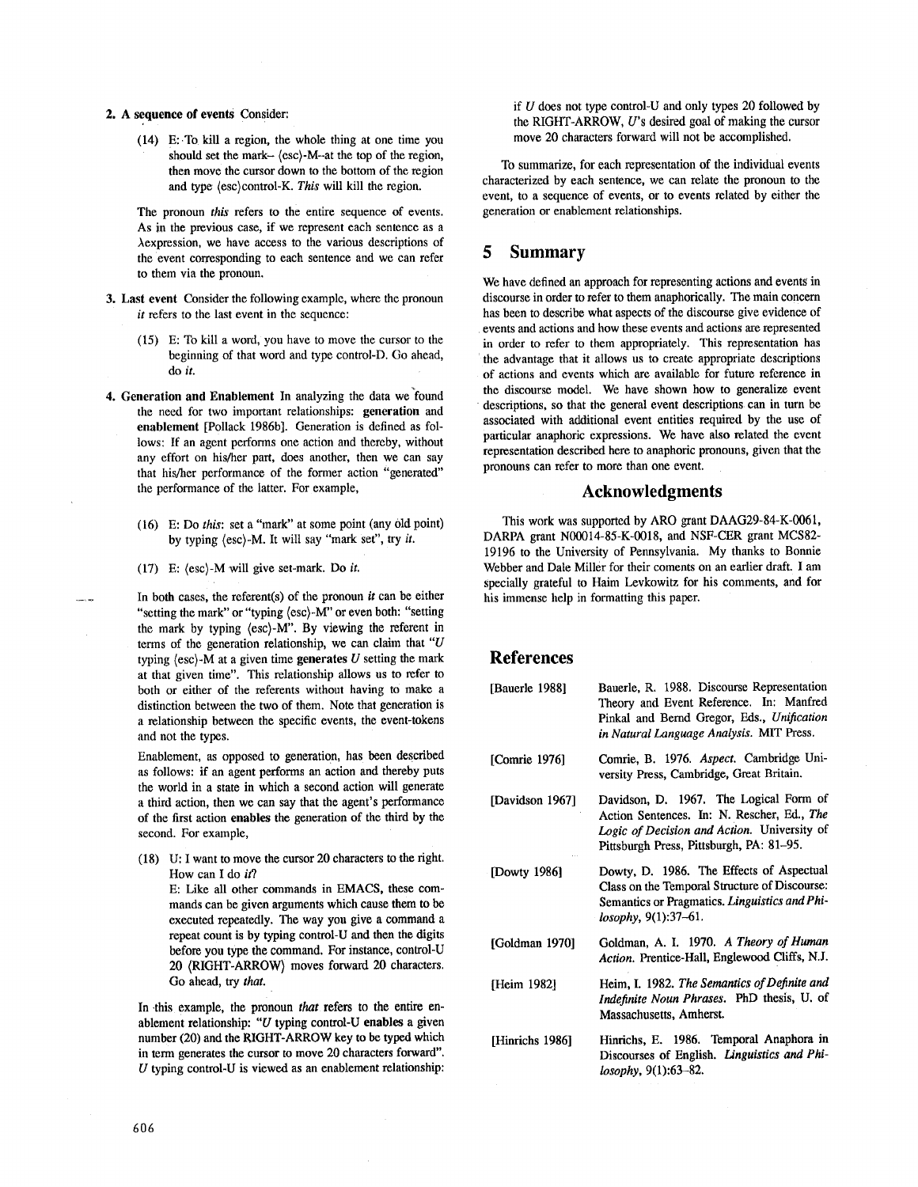2. **A sequence of events** Consider:

   (14) E: To kill a region, the whole thing at one time you should set the mark– ⟨esc⟩-M–at the top of the region, then move the cursor down to the bottom of the region and type ⟨esc⟩control-K. *This* will kill the region.

   The pronoun *this* refers to the entire sequence of events. As in the previous case, if we represent each sentence as a $\lambda$expression, we have access to the various descriptions of the event corresponding to each sentence and we can refer to them via the pronoun.

3. **Last event** Consider the following example, where the pronoun *it* refers to the last event in the sequence:

   (15) E: To kill a word, you have to move the cursor to the beginning of that word and type control-D. Go ahead, do *it*.

4. **Generation and Enablement** In analyzing the data we found the need for two important relationships: **generation** and **enablement** [Pollack 1986b]. Generation is defined as follows: If an agent performs one action and thereby, without any effort on his/her part, does another, then we can say that his/her performance of the former action "generated" the performance of the latter. For example,

   (16) E: Do *this*: set a "mark" at some point (any old point) by typing ⟨esc⟩-M. It will say "mark set", try *it*.

   (17) E: ⟨esc⟩-M will give set-mark. Do *it*.

   In both cases, the referent(s) of the pronoun *it* can be either "setting the mark" or "typing ⟨esc⟩-M" or even both: "setting the mark by typing ⟨esc⟩-M". By viewing the referent in terms of the generation relationship, we can claim that "*U* typing ⟨esc⟩-M at a given time **generates** *U* setting the mark at that given time". This relationship allows us to refer to both or either of the referents without having to make a distinction between the two of them. Note that generation is a relationship between the specific events, the event-tokens and not the types.

   Enablement, as opposed to generation, has been described as follows: if an agent performs an action and thereby puts the world in a state in which a second action will generate a third action, then we can say that the agent's performance of the first action **enables** the generation of the third by the second. For example,

   (18) U: I want to move the cursor 20 characters to the right. How can I do *it*?
   E: Like all other commands in EMACS, these commands can be given arguments which cause them to be executed repeatedly. The way you give a command a repeat count is by typing control-U and then the digits before you type the command. For instance, control-U 20 ⟨RIGHT-ARROW⟩ moves forward 20 characters. Go ahead, try *that*.

   In this example, the pronoun *that* refers to the entire enablement relationship: "*U* typing control-U **enables** a given number (20) and the RIGHT-ARROW key to be typed which in term generates the cursor to move 20 characters forward". *U* typing control-U is viewed as an enablement relationship: if *U* does not type control-U and only types 20 followed by the RIGHT-ARROW, *U*'s desired goal of making the cursor move 20 characters forward will not be accomplished.

To summarize, for each representation of the individual events characterized by each sentence, we can relate the pronoun to the event, to a sequence of events, or to events related by either the generation or enablement relationships.

## 5 Summary

We have defined an approach for representing actions and events in discourse in order to refer to them anaphorically. The main concern has been to describe what aspects of the discourse give evidence of events and actions and how these events and actions are represented in order to refer to them appropriately. This representation has the advantage that it allows us to create appropriate descriptions of actions and events which are available for future reference in the discourse model. We have shown how to generalize event descriptions, so that the general event descriptions can in turn be associated with additional event entities required by the use of particular anaphoric expressions. We have also related the event representation described here to anaphoric pronouns, given that the pronouns can refer to more than one event.

## Acknowledgments

This work was supported by ARO grant DAAG29-84-K-0061, DARPA grant N00014-85-K-0018, and NSF-CER grant MCS82-19196 to the University of Pennsylvania. My thanks to Bonnie Webber and Dale Miller for their coments on an earlier draft. I am specially grateful to Haim Levkowitz for his comments, and for his immense help in formatting this paper.

## References

[Bauerle 1988] Bauerle, R. 1988. Discourse Representation Theory and Event Reference. In: Manfred Pinkal and Bernd Gregor, Eds., *Unification in Natural Language Analysis*. MIT Press.

[Comrie 1976] Comrie, B. 1976. *Aspect*. Cambridge University Press, Cambridge, Great Britain.

[Davidson 1967] Davidson, D. 1967. The Logical Form of Action Sentences. In: N. Rescher, Ed., *The Logic of Decision and Action*. University of Pittsburgh Press, Pittsburgh, PA: 81–95.

[Dowty 1986] Dowty, D. 1986. The Effects of Aspectual Class on the Temporal Structure of Discourse: Semantics or Pragmatics. *Linguistics and Philosophy*, 9(1):37–61.

[Goldman 1970] Goldman, A. I. 1970. *A Theory of Human Action*. Prentice-Hall, Englewood Cliffs, N.J.

[Heim 1982] Heim, I. 1982. *The Semantics of Definite and Indefinite Noun Phrases*. PhD thesis, U. of Massachusetts, Amherst.

[Hinrichs 1986] Hinrichs, E. 1986. Temporal Anaphora in Discourses of English. *Linguistics and Philosophy*, 9(1):63–82.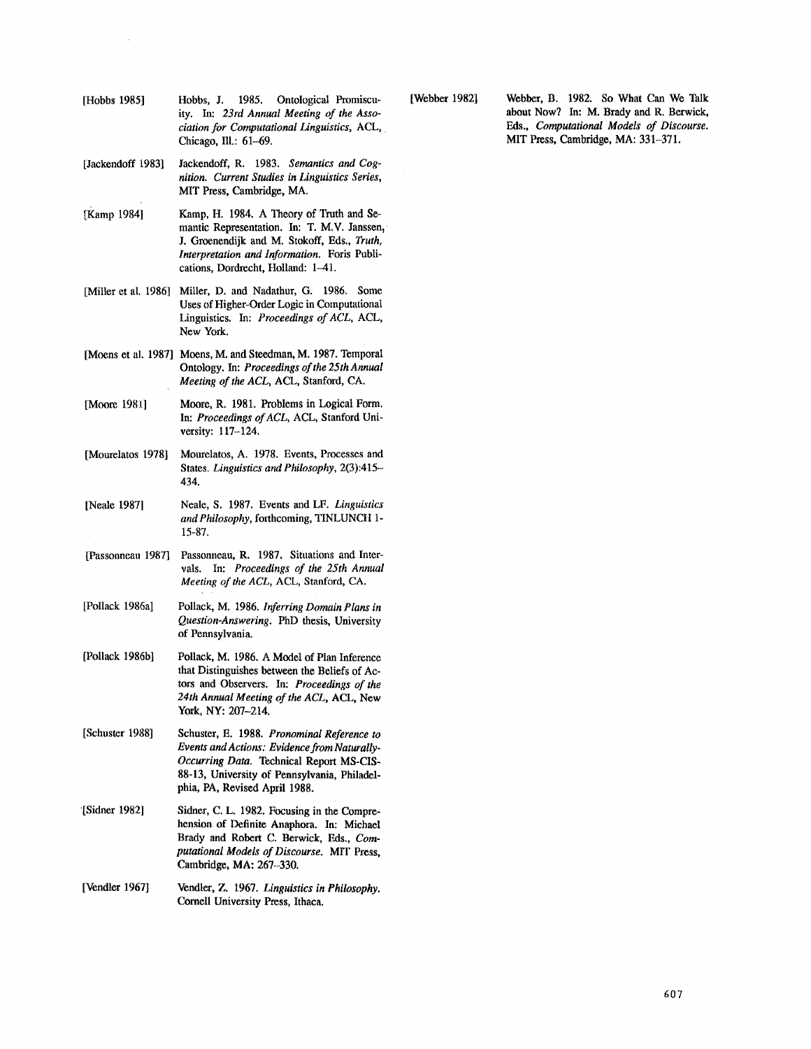[Hobbs 1985] Hobbs, J. 1985. Ontological Promiscuity. In: *23rd Annual Meeting of the Association for Computational Linguistics*, ACL, Chicago, Ill.: 61–69.

[Jackendoff 1983] Jackendoff, R. 1983. *Semantics and Cognition. Current Studies in Linguistics Series*, MIT Press, Cambridge, MA.

[Kamp 1984] Kamp, H. 1984. A Theory of Truth and Semantic Representation. In: T. M.V. Janssen, J. Groenendijk and M. Stokoff, Eds., *Truth, Interpretation and Information*. Foris Publications, Dordrecht, Holland: 1–41.

[Miller et al. 1986] Miller, D. and Nadathur, G. 1986. Some Uses of Higher-Order Logic in Computational Linguistics. In: *Proceedings of ACL*, ACL, New York.

[Moens et al. 1987] Moens, M. and Steedman, M. 1987. Temporal Ontology. In: *Proceedings of the 25th Annual Meeting of the ACL*, ACL, Stanford, CA.

[Moore 1981] Moore, R. 1981. Problems in Logical Form. In: *Proceedings of ACL*, ACL, Stanford University: 117–124.

[Mourelatos 1978] Mourelatos, A. 1978. Events, Processes and States. *Linguistics and Philosophy*, 2(3):415–434.

[Neale 1987] Neale, S. 1987. Events and LF. *Linguistics and Philosophy*, forthcoming, TINLUNCH 1-15-87.

[Passonneau 1987] Passonneau, R. 1987. Situations and Intervals. In: *Proceedings of the 25th Annual Meeting of the ACL*, ACL, Stanford, CA.

[Pollack 1986a] Pollack, M. 1986. *Inferring Domain Plans in Question-Answering*. PhD thesis, University of Pennsylvania.

[Pollack 1986b] Pollack, M. 1986. A Model of Plan Inference that Distinguishes between the Beliefs of Actors and Observers. In: *Proceedings of the 24th Annual Meeting of the ACL*, ACL, New York, NY: 207–214.

[Schuster 1988] Schuster, E. 1988. *Pronominal Reference to Events and Actions: Evidence from Naturally-Occurring Data*. Technical Report MS-CIS-88-13, University of Pennsylvania, Philadelphia, PA, Revised April 1988.

[Sidner 1982] Sidner, C. L. 1982. Focusing in the Comprehension of Definite Anaphora. In: Michael Brady and Robert C. Berwick, Eds., *Computational Models of Discourse*. MIT Press, Cambridge, MA: 267–330.

[Vendler 1967] Vendler, Z. 1967. *Linguistics in Philosophy*. Cornell University Press, Ithaca.

[Webber 1982] Webber, B. 1982. So What Can We Talk about Now? In: M. Brady and R. Berwick, Eds., *Computational Models of Discourse*. MIT Press, Cambridge, MA: 331–371.